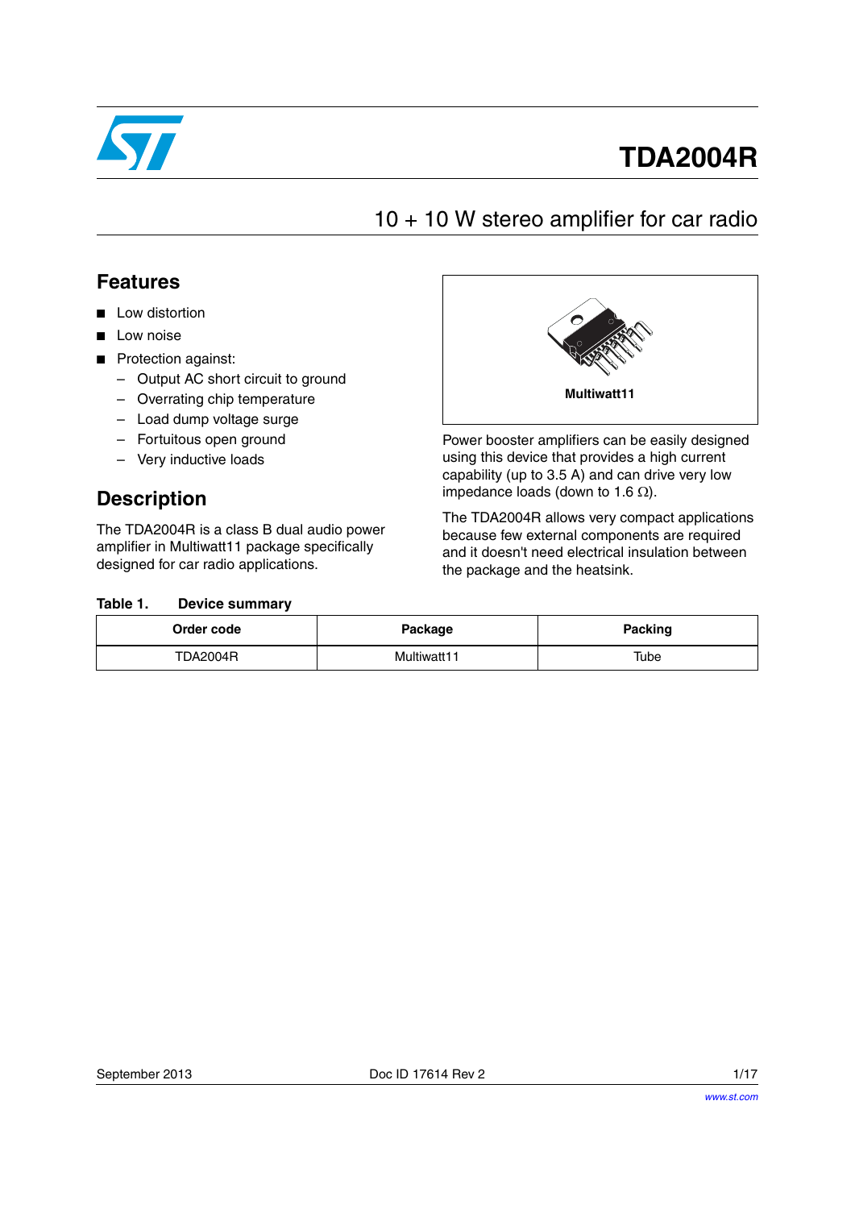# TDA2004R

## 10 + 10 W stereo amplifier for car radio

## Features

- Low distortion
- Low noise
- Protection against:
  - Output AC short circuit to ground
  - Overrating chip temperature
  - Load dump voltage surge
  - Fortuitous open ground
  - Very inductive loads

Multiwatt11

## Description

The TDA2004R is a class B dual audio power amplifier in Multiwatt11 package specifically designed for car radio applications.

Power booster amplifiers can be easily designed using this device that provides a high current capability (up to 3.5 A) and can drive very low impedance loads (down to 1.6 Ω).

The TDA2004R allows very compact applications because few external components are required and it doesn't need electrical insulation between the package and the heatsink.

**Table 1. Device summary**

| Order code | Package | Packing |
|---|---|---|
| TDA2004R | Multiwatt11 | Tube |

September 2013 Doc ID 17614 Rev 2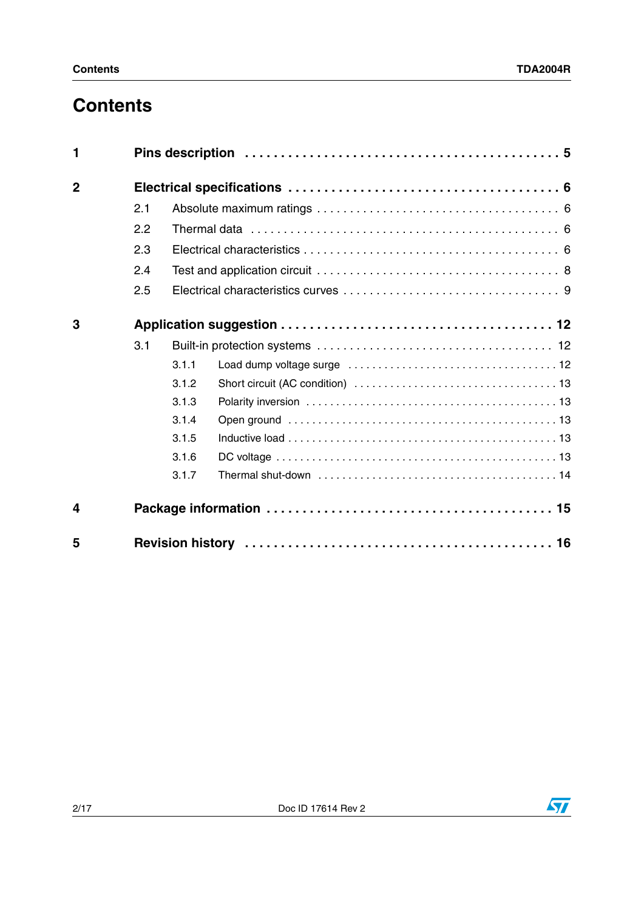# Contents

**1 Pins description . . . . . . . . . . . . . . . . . . . . . . . . . . . . . . . . . . . . . . . . . 5**

**2 Electrical specifications . . . . . . . . . . . . . . . . . . . . . . . . . . . . . . . . . . . . 6**

- 2.1 Absolute maximum ratings . . . . . . . . . . . . . . . . . . . . . . . . . . . . . . . . . . 6
- 2.2 Thermal data . . . . . . . . . . . . . . . . . . . . . . . . . . . . . . . . . . . . . . . . . . . 6
- 2.3 Electrical characteristics . . . . . . . . . . . . . . . . . . . . . . . . . . . . . . . . . . . 6
- 2.4 Test and application circuit . . . . . . . . . . . . . . . . . . . . . . . . . . . . . . . . . 8
- 2.5 Electrical characteristics curves . . . . . . . . . . . . . . . . . . . . . . . . . . . . . . 9

**3 Application suggestion . . . . . . . . . . . . . . . . . . . . . . . . . . . . . . . . . . . . 12**

- 3.1 Built-in protection systems . . . . . . . . . . . . . . . . . . . . . . . . . . . . . . . . . 12
  - 3.1.1 Load dump voltage surge . . . . . . . . . . . . . . . . . . . . . . . . . . . . . . . . 12
  - 3.1.2 Short circuit (AC condition) . . . . . . . . . . . . . . . . . . . . . . . . . . . . . . 13
  - 3.1.3 Polarity inversion . . . . . . . . . . . . . . . . . . . . . . . . . . . . . . . . . . . . . 13
  - 3.1.4 Open ground . . . . . . . . . . . . . . . . . . . . . . . . . . . . . . . . . . . . . . . . 13
  - 3.1.5 Inductive load . . . . . . . . . . . . . . . . . . . . . . . . . . . . . . . . . . . . . . . . 13
  - 3.1.6 DC voltage . . . . . . . . . . . . . . . . . . . . . . . . . . . . . . . . . . . . . . . . . . 13
  - 3.1.7 Thermal shut-down . . . . . . . . . . . . . . . . . . . . . . . . . . . . . . . . . . . . 14

**4 Package information . . . . . . . . . . . . . . . . . . . . . . . . . . . . . . . . . . . . . 15**

**5 Revision history . . . . . . . . . . . . . . . . . . . . . . . . . . . . . . . . . . . . . . . . . 16**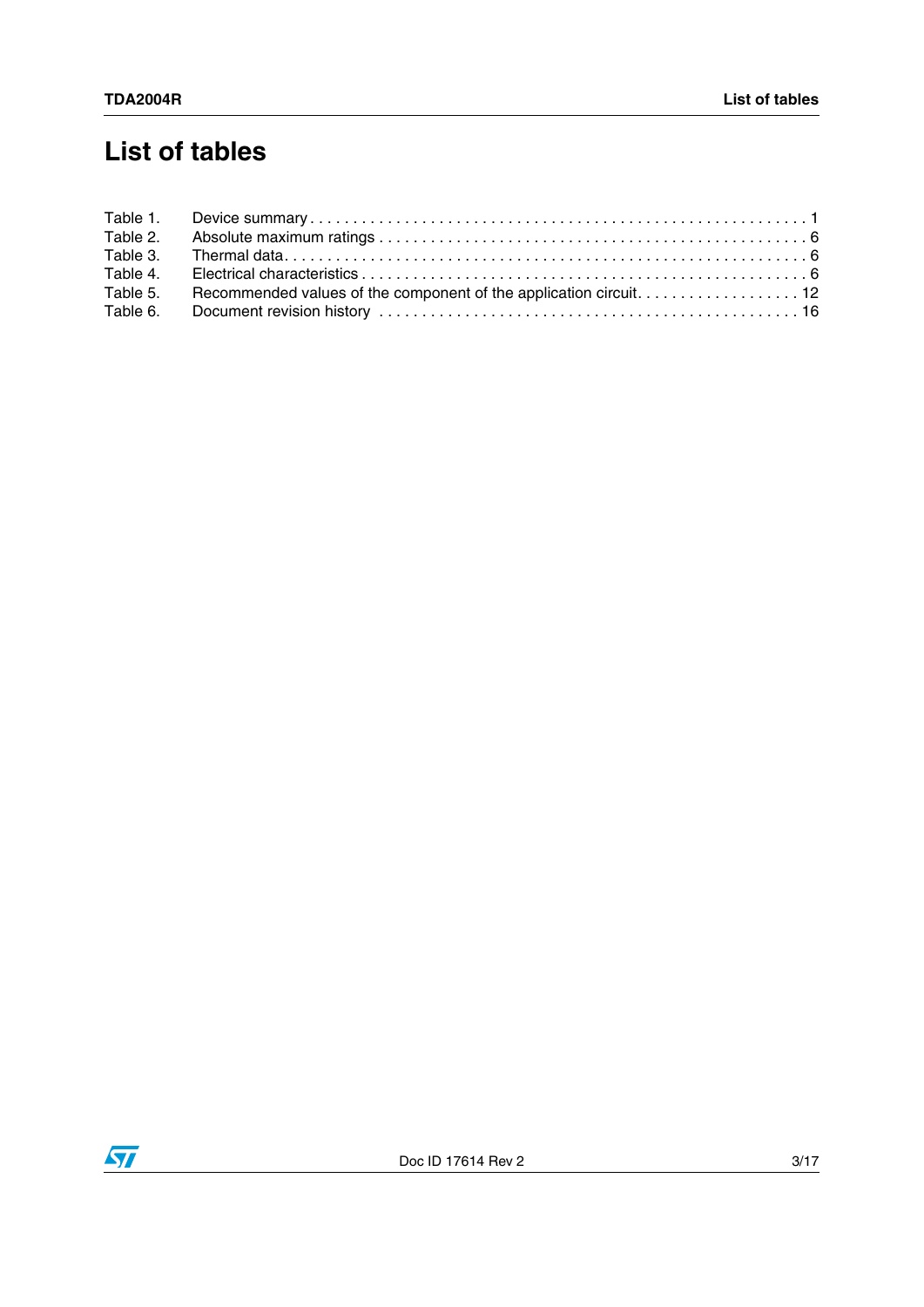# List of tables

Table 1. Device summary . . . . . . . . . . . . . . . . . . . . . . . . . . . . . . . . . . . . . . . . . . . . . . . . . . . . . . . . . 1
Table 2. Absolute maximum ratings . . . . . . . . . . . . . . . . . . . . . . . . . . . . . . . . . . . . . . . . . . . . . . . . . 6
Table 3. Thermal data. . . . . . . . . . . . . . . . . . . . . . . . . . . . . . . . . . . . . . . . . . . . . . . . . . . . . . . . . . . . 6
Table 4. Electrical characteristics . . . . . . . . . . . . . . . . . . . . . . . . . . . . . . . . . . . . . . . . . . . . . . . . . . . 6
Table 5. Recommended values of the component of the application circuit. . . . . . . . . . . . . . . . . . . 12
Table 6. Document revision history . . . . . . . . . . . . . . . . . . . . . . . . . . . . . . . . . . . . . . . . . . . . . . . . 16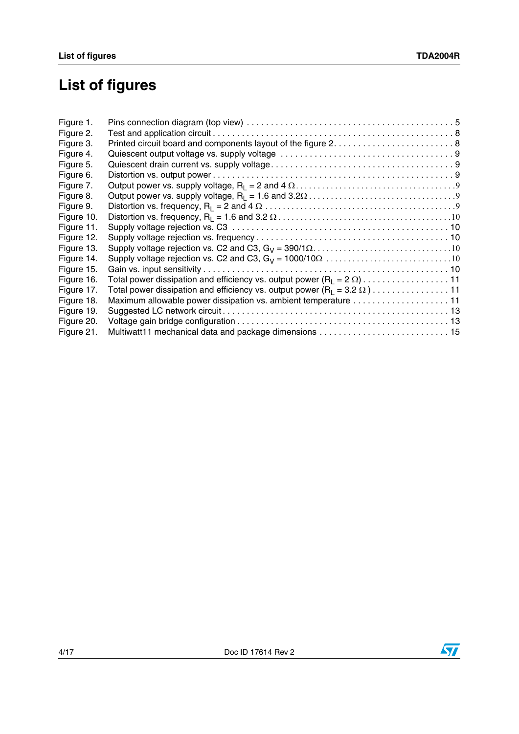# List of figures

Figure 1. Pins connection diagram (top view) . . . . . . . . . . . . . . . . . . . . . . . . . . . . . . . . . . . . . . . . . 5
Figure 2. Test and application circuit . . . . . . . . . . . . . . . . . . . . . . . . . . . . . . . . . . . . . . . . . . . . . . . . 8
Figure 3. Printed circuit board and components layout of the figure 2. . . . . . . . . . . . . . . . . . . . . . . . . 8
Figure 4. Quiescent output voltage vs. supply voltage . . . . . . . . . . . . . . . . . . . . . . . . . . . . . . . . . . . 9
Figure 5. Quiescent drain current vs. supply voltage. . . . . . . . . . . . . . . . . . . . . . . . . . . . . . . . . . . . . 9
Figure 6. Distortion vs. output power . . . . . . . . . . . . . . . . . . . . . . . . . . . . . . . . . . . . . . . . . . . . . . . . 9
Figure 7. Output power vs. supply voltage, $R_L$ = 2 and 4 Ω. . . . . . . . . . . . . . . . . . . . . . . . . . . . . . . . . . . 9
Figure 8. Output power vs. supply voltage, $R_L$ = 1.6 and 3.2Ω . . . . . . . . . . . . . . . . . . . . . . . . . . . . . . . . 9
Figure 9. Distortion vs. frequency, $R_L$ = 2 and 4 Ω . . . . . . . . . . . . . . . . . . . . . . . . . . . . . . . . . . . . . . . . . . 9
Figure 10. Distortion vs. frequency, $R_L$ = 1.6 and 3.2 Ω . . . . . . . . . . . . . . . . . . . . . . . . . . . . . . . . . . . . . 10
Figure 11. Supply voltage rejection vs. C3 . . . . . . . . . . . . . . . . . . . . . . . . . . . . . . . . . . . . . . . . . . . 10
Figure 12. Supply voltage rejection vs. frequency . . . . . . . . . . . . . . . . . . . . . . . . . . . . . . . . . . . . . . 10
Figure 13. Supply voltage rejection vs. C2 and C3, $G_V$ = 390/1Ω. . . . . . . . . . . . . . . . . . . . . . . . . . . . . . . 10
Figure 14. Supply voltage rejection vs. C2 and C3, $G_V$ = 1000/10Ω . . . . . . . . . . . . . . . . . . . . . . . . . . . . 10
Figure 15. Gain vs. input sensitivity . . . . . . . . . . . . . . . . . . . . . . . . . . . . . . . . . . . . . . . . . . . . . . . . . 10
Figure 16. Total power dissipation and efficiency vs. output power ($R_L$ = 2 Ω) . . . . . . . . . . . . . . . . . . 11
Figure 17. Total power dissipation and efficiency vs. output power ($R_L$ = 3.2 Ω ) . . . . . . . . . . . . . . . . 11
Figure 18. Maximum allowable power dissipation vs. ambient temperature . . . . . . . . . . . . . . . . . . . . 11
Figure 19. Suggested LC network circuit . . . . . . . . . . . . . . . . . . . . . . . . . . . . . . . . . . . . . . . . . . . . . 13
Figure 20. Voltage gain bridge configuration . . . . . . . . . . . . . . . . . . . . . . . . . . . . . . . . . . . . . . . . . . 13
Figure 21. Multiwatt11 mechanical data and package dimensions . . . . . . . . . . . . . . . . . . . . . . . . . . . 15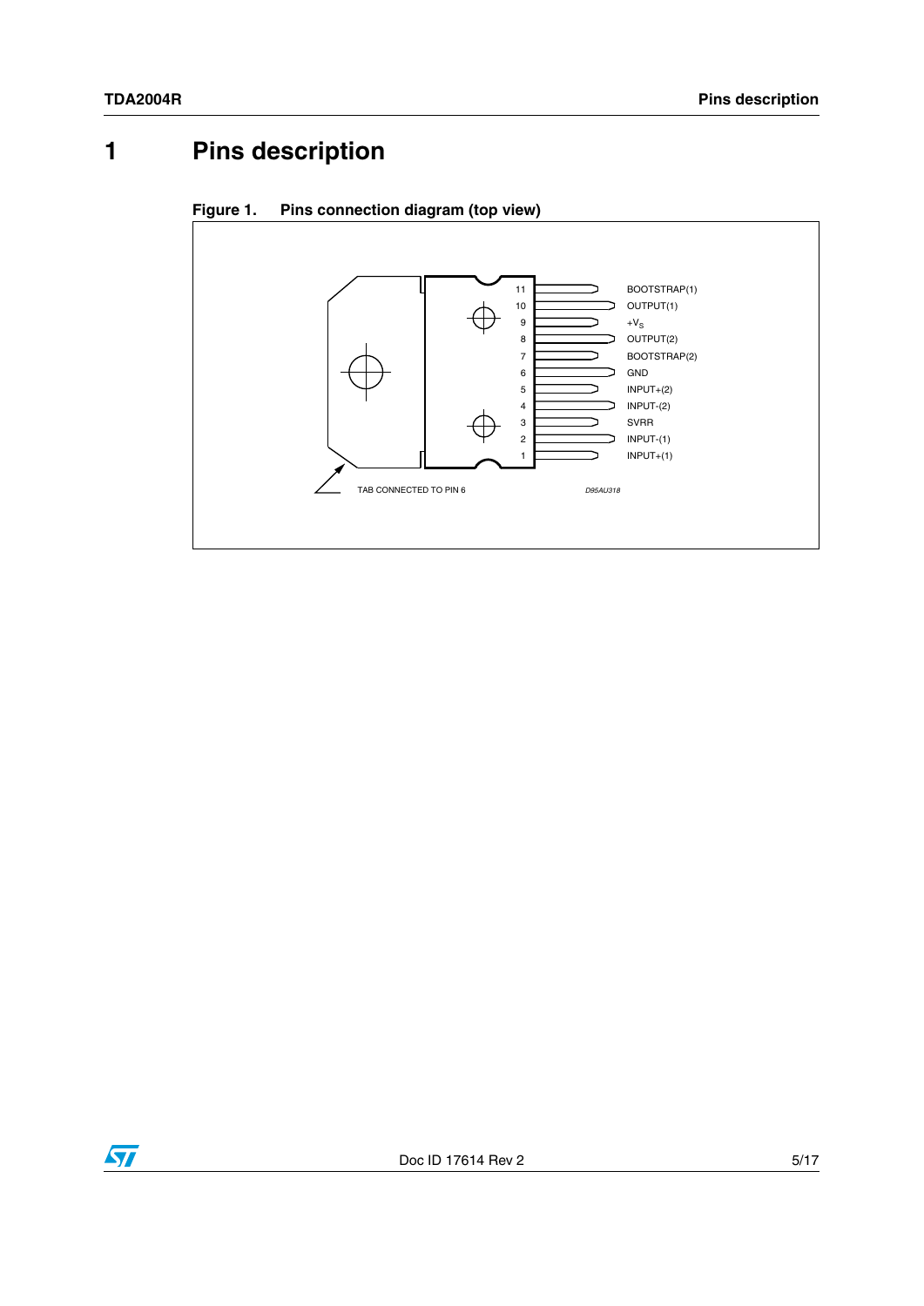# 1 Pins description

**Figure 1. Pins connection diagram (top view)**

| Pin | Function |
|---|---|
| 11 | BOOTSTRAP(1) |
| 10 | OUTPUT(1) |
| 9 | $+V_S$ |
| 8 | OUTPUT(2) |
| 7 | BOOTSTRAP(2) |
| 6 | GND |
| 5 | INPUT+(2) |
| 4 | INPUT-(2) |
| 3 | SVRR |
| 2 | INPUT-(1) |
| 1 | INPUT+(1) |

TAB CONNECTED TO PIN 6

D95AU318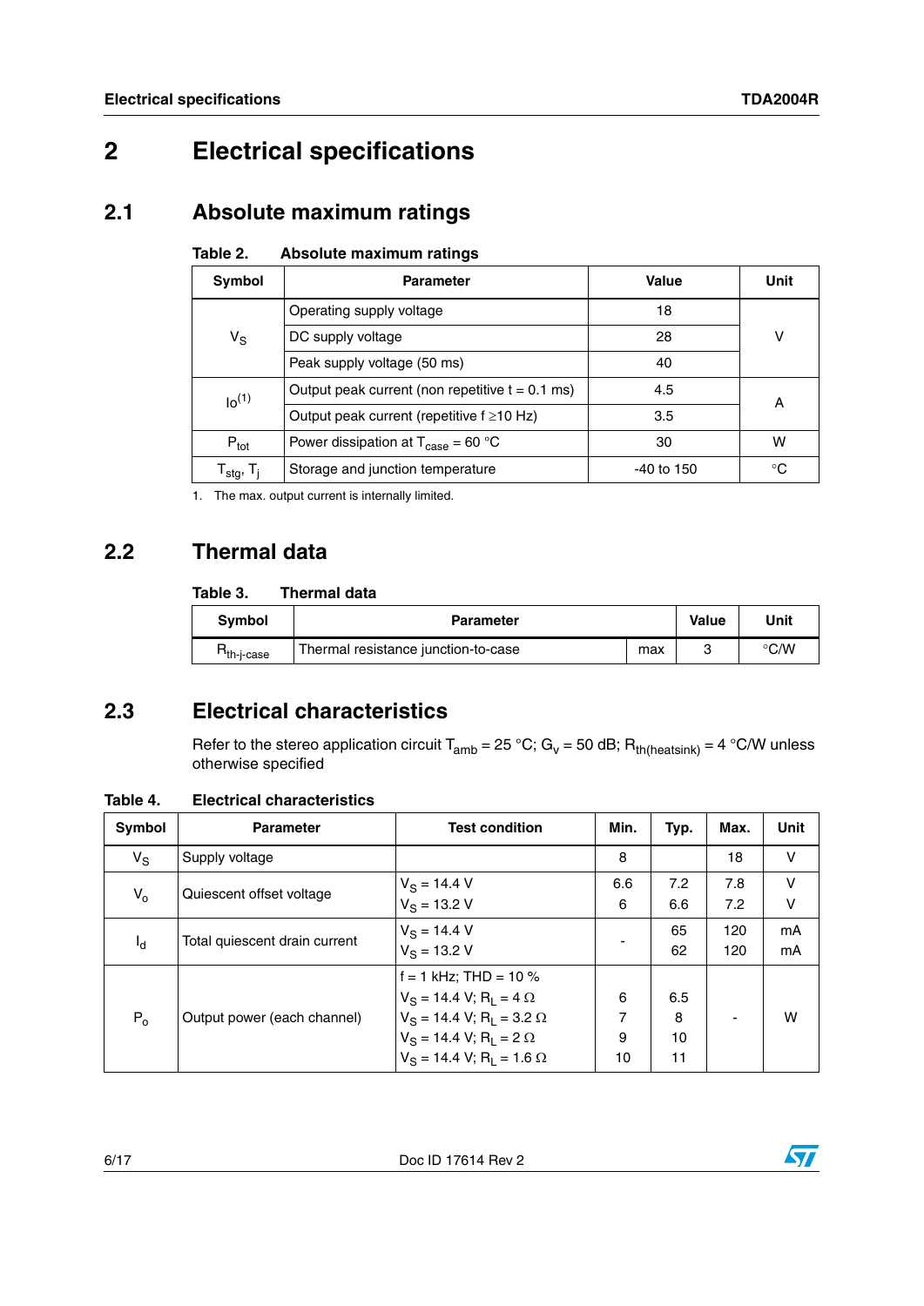# 2 Electrical specifications

## 2.1 Absolute maximum ratings

Table 2. Absolute maximum ratings

| Symbol | Parameter | Value | Unit |
|---|---|---|---|
| $V_S$ | Operating supply voltage | 18 | V |
| | DC supply voltage | 28 | |
| | Peak supply voltage (50 ms) | 40 | |
| Io[1] | Output peak current (non repetitive t = 0.1 ms) | 4.5 | A |
| | Output peak current (repetitive f ≥10 Hz) | 3.5 | |
| $P_{tot}$ | Power dissipation at $T_{case}$ = 60 °C | 30 | W |
| $T_{stg}$, $T_j$ | Storage and junction temperature | -40 to 150 | °C |

1. The max. output current is internally limited.

## 2.2 Thermal data

Table 3. Thermal data

| Symbol | Parameter | | Value | Unit |
|---|---|---|---|---|
| $R_{th\text{-}j\text{-}case}$ | Thermal resistance junction-to-case | max | 3 | °C/W |

## 2.3 Electrical characteristics

Refer to the stereo application circuit $T_{amb}$ = 25 °C; $G_v$ = 50 dB; $R_{th(heatsink)}$ = 4 °C/W unless otherwise specified

Table 4. Electrical characteristics

| Symbol | Parameter | Test condition | Min. | Typ. | Max. | Unit |
|---|---|---|---|---|---|---|
| $V_S$ | Supply voltage | | 8 | | 18 | V |
| $V_o$ | Quiescent offset voltage | $V_S$ = 14.4 V<br>$V_S$ = 13.2 V | 6.6<br>6 | 7.2<br>6.6 | 7.8<br>7.2 | V<br>V |
| $I_d$ | Total quiescent drain current | $V_S$ = 14.4 V<br>$V_S$ = 13.2 V | - | 65<br>62 | 120<br>120 | mA<br>mA |
| $P_o$ | Output power (each channel) | f = 1 kHz; THD = 10 %<br>$V_S$ = 14.4 V; $R_L$ = 4 Ω<br>$V_S$ = 14.4 V; $R_L$ = 3.2 Ω<br>$V_S$ = 14.4 V; $R_L$ = 2 Ω<br>$V_S$ = 14.4 V; $R_L$ = 1.6 Ω | <br>6<br>7<br>9<br>10 | <br>6.5<br>8<br>10<br>11 | - | W |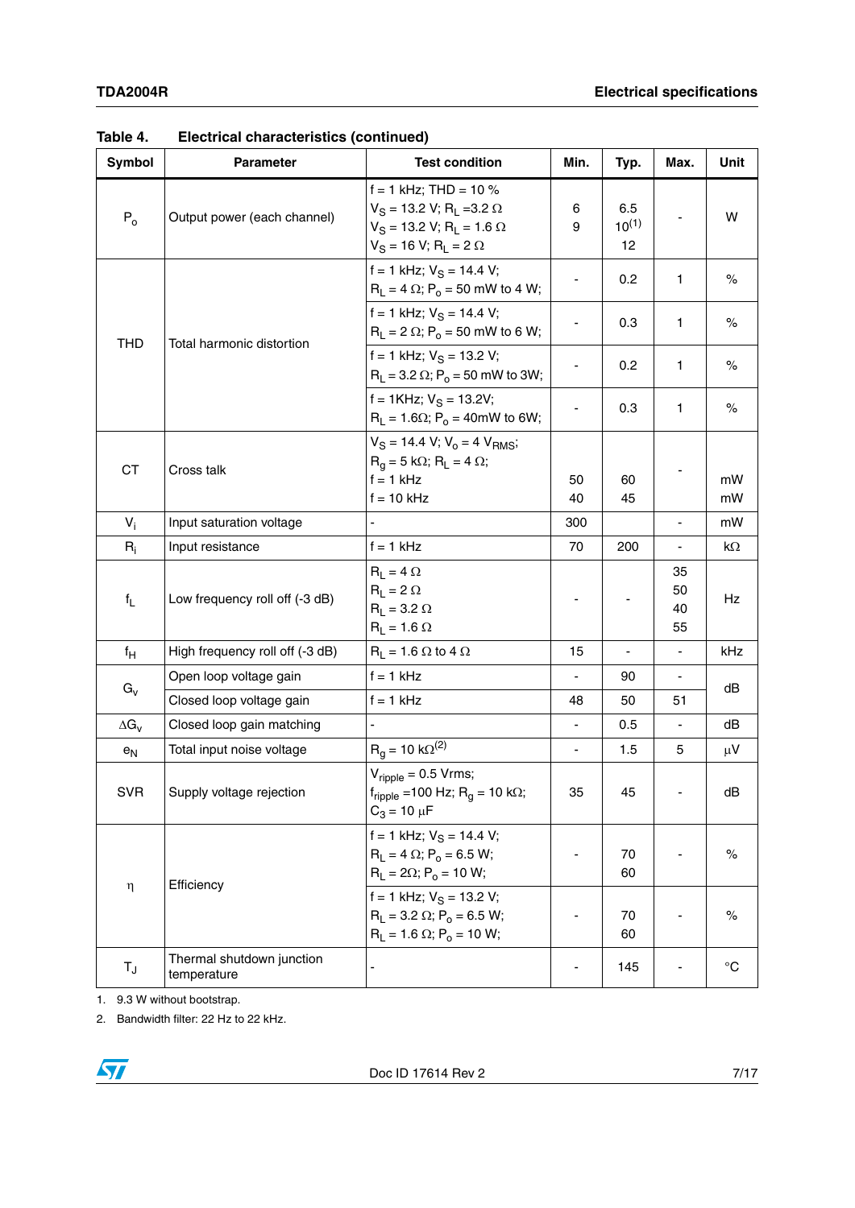Table 4. Electrical characteristics (continued)

| Symbol | Parameter | Test condition | Min. | Typ. | Max. | Unit |
|---|---|---|---|---|---|---|
| $P_o$ | Output power (each channel) | f = 1 kHz; THD = 10 %<br>$V_S$ = 13.2 V; $R_L$ =3.2 Ω<br>$V_S$ = 13.2 V; $R_L$ = 1.6 Ω<br>$V_S$ = 16 V; $R_L$ = 2 Ω | 6<br>9 | 6.5<br>10[(1)]<br>12 | - | W |
| THD | Total harmonic distortion | f = 1 kHz; $V_S$ = 14.4 V;<br>$R_L$ = 4 Ω; $P_o$ = 50 mW to 4 W; | - | 0.2 | 1 | % |
| | | f = 1 kHz; $V_S$ = 14.4 V;<br>$R_L$ = 2 Ω; $P_o$ = 50 mW to 6 W; | - | 0.3 | 1 | % |
| | | f = 1 kHz; $V_S$ = 13.2 V;<br>$R_L$ = 3.2 Ω; $P_o$ = 50 mW to 3W; | - | 0.2 | 1 | % |
| | | f = 1KHz; $V_S$ = 13.2V;<br>$R_L$ = 1.6Ω; $P_o$ = 40mW to 6W; | - | 0.3 | 1 | % |
| CT | Cross talk | $V_S$ = 14.4 V; $V_o$ = 4 $V_{RMS}$;<br>$R_g$ = 5 kΩ; $R_L$ = 4 Ω;<br>f = 1 kHz<br>f = 10 kHz | 50<br>40 | 60<br>45 | - | mW<br>mW |
| $V_i$ | Input saturation voltage | - | 300 | | - | mW |
| $R_i$ | Input resistance | f = 1 kHz | 70 | 200 | - | kΩ |
| $f_L$ | Low frequency roll off (-3 dB) | $R_L$ = 4 Ω<br>$R_L$ = 2 Ω<br>$R_L$ = 3.2 Ω<br>$R_L$ = 1.6 Ω | - | - | 35<br>50<br>40<br>55 | Hz |
| $f_H$ | High frequency roll off (-3 dB) | $R_L$ = 1.6 Ω to 4 Ω | 15 | - | - | kHz |
| $G_v$ | Open loop voltage gain | f = 1 kHz | - | 90 | - | dB |
| | Closed loop voltage gain | f = 1 kHz | 48 | 50 | 51 | dB |
| $\Delta G_v$ | Closed loop gain matching | - | - | 0.5 | - | dB |
| $e_N$ | Total input noise voltage | $R_g$ = 10 kΩ[(2)] | - | 1.5 | 5 | μV |
| SVR | Supply voltage rejection | $V_{ripple}$ = 0.5 Vrms;<br>$f_{ripple}$ =100 Hz; $R_g$ = 10 kΩ;<br>$C_3$ = 10 μF | 35 | 45 | - | dB |
| η | Efficiency | f = 1 kHz; $V_S$ = 14.4 V;<br>$R_L$ = 4 Ω; $P_o$ = 6.5 W;<br>$R_L$ = 2Ω; $P_o$ = 10 W; | - | 70<br>60 | - | % |
| | | f = 1 kHz; $V_S$ = 13.2 V;<br>$R_L$ = 3.2 Ω; $P_o$ = 6.5 W;<br>$R_L$ = 1.6 Ω; $P_o$ = 10 W; | - | 70<br>60 | - | % |
| $T_J$ | Thermal shutdown junction temperature | - | - | 145 | - | °C |

1. 9.3 W without bootstrap.
2. Bandwidth filter: 22 Hz to 22 kHz.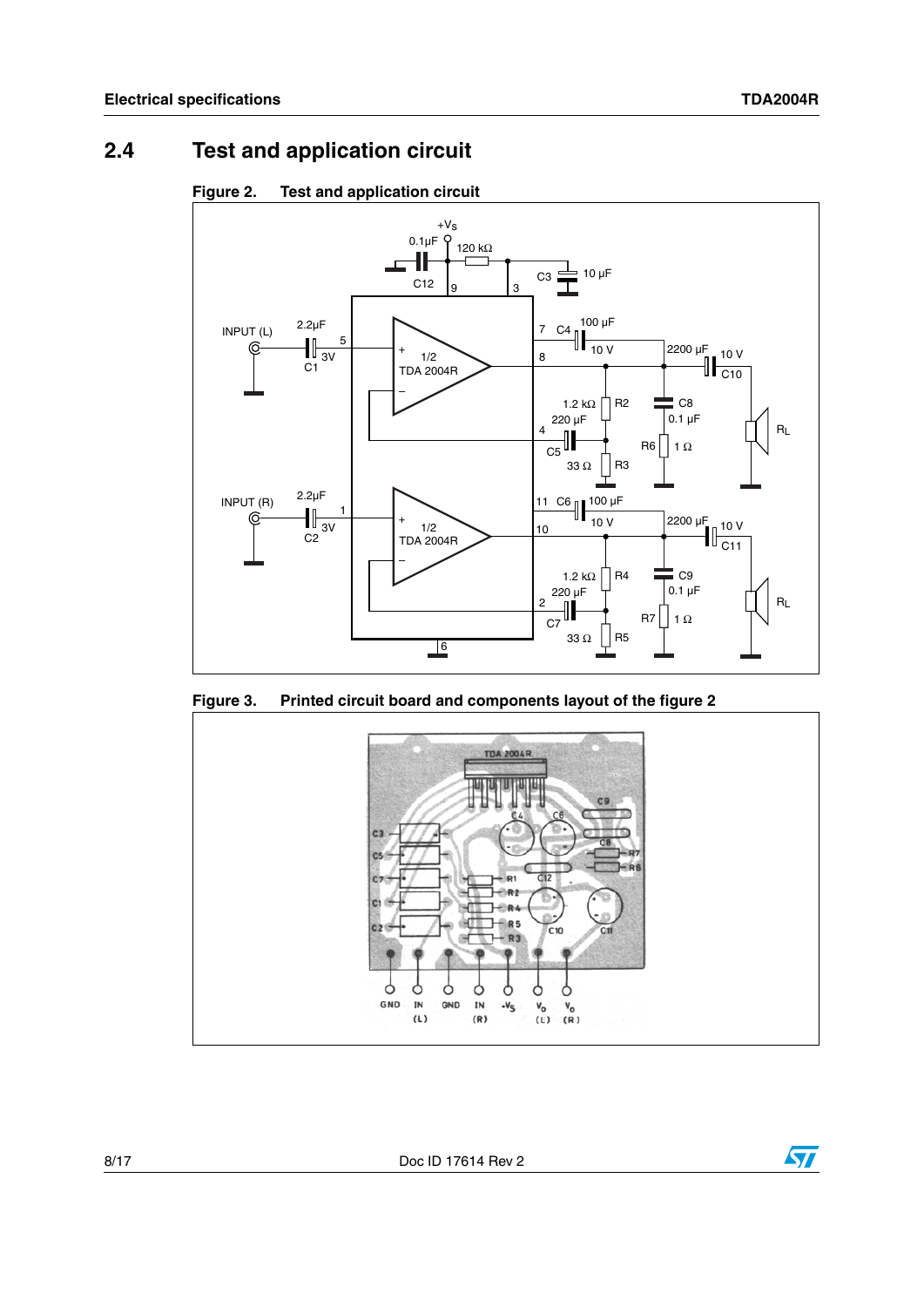## 2.4 Test and application circuit

**Figure 2. Test and application circuit**

**Figure 3. Printed circuit board and components layout of the figure 2**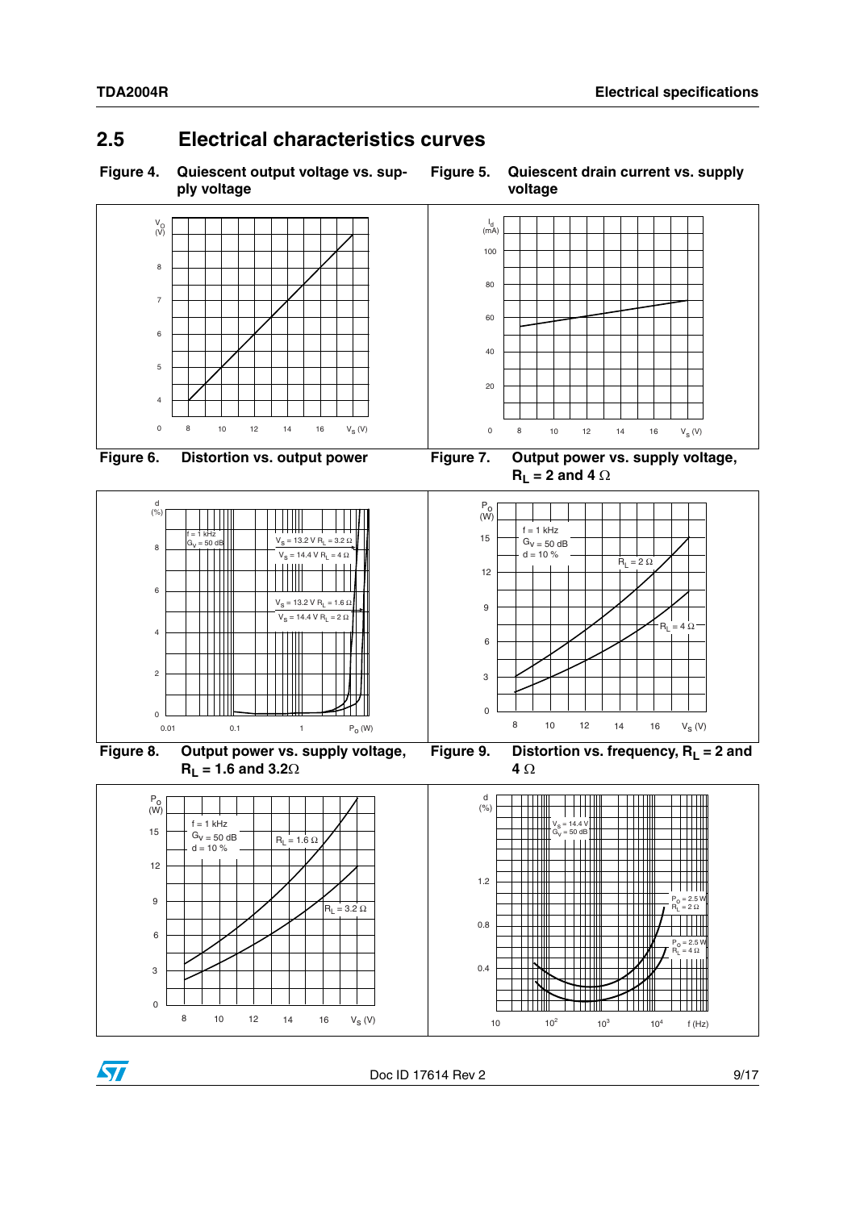## 2.5 Electrical characteristics curves

**Figure 4.** Quiescent output voltage vs. supply voltage

**Figure 5.** Quiescent drain current vs. supply voltage

**Figure 6.** Distortion vs. output power

**Figure 7.** Output power vs. supply voltage, $R_L$ = 2 and 4 Ω

**Figure 8.** Output power vs. supply voltage, $R_L$ = 1.6 and 3.2Ω

**Figure 9.** Distortion vs. frequency, $R_L$ = 2 and 4 Ω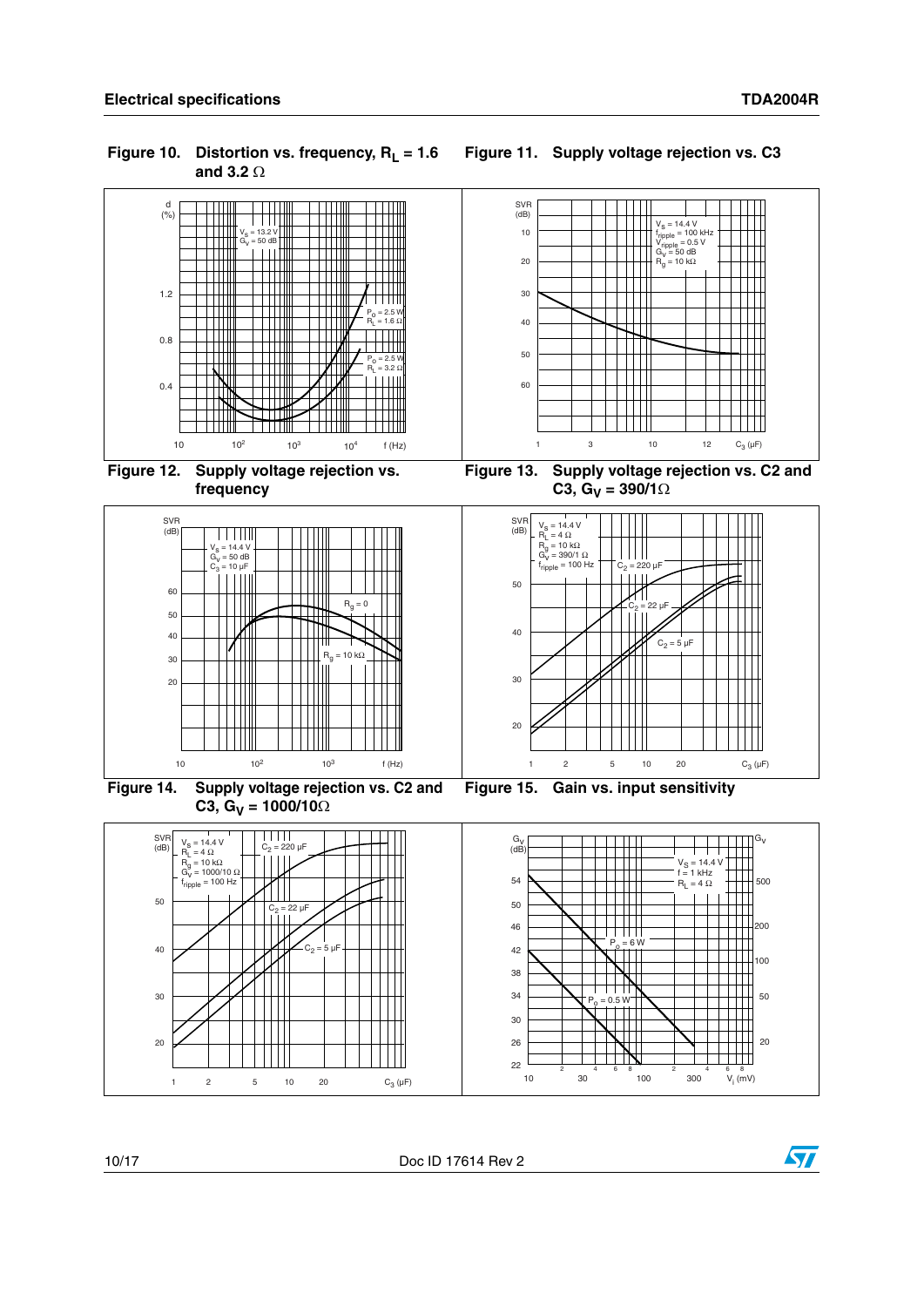Figure 10. Distortion vs. frequency, $R_L$ = 1.6 and 3.2 Ω

Figure 11. Supply voltage rejection vs. C3

Figure 12. Supply voltage rejection vs. frequency

Figure 13. Supply voltage rejection vs. C2 and C3, $G_V$ = 390/1Ω

Figure 14. Supply voltage rejection vs. C2 and C3, $G_V$ = 1000/10Ω

Figure 15. Gain vs. input sensitivity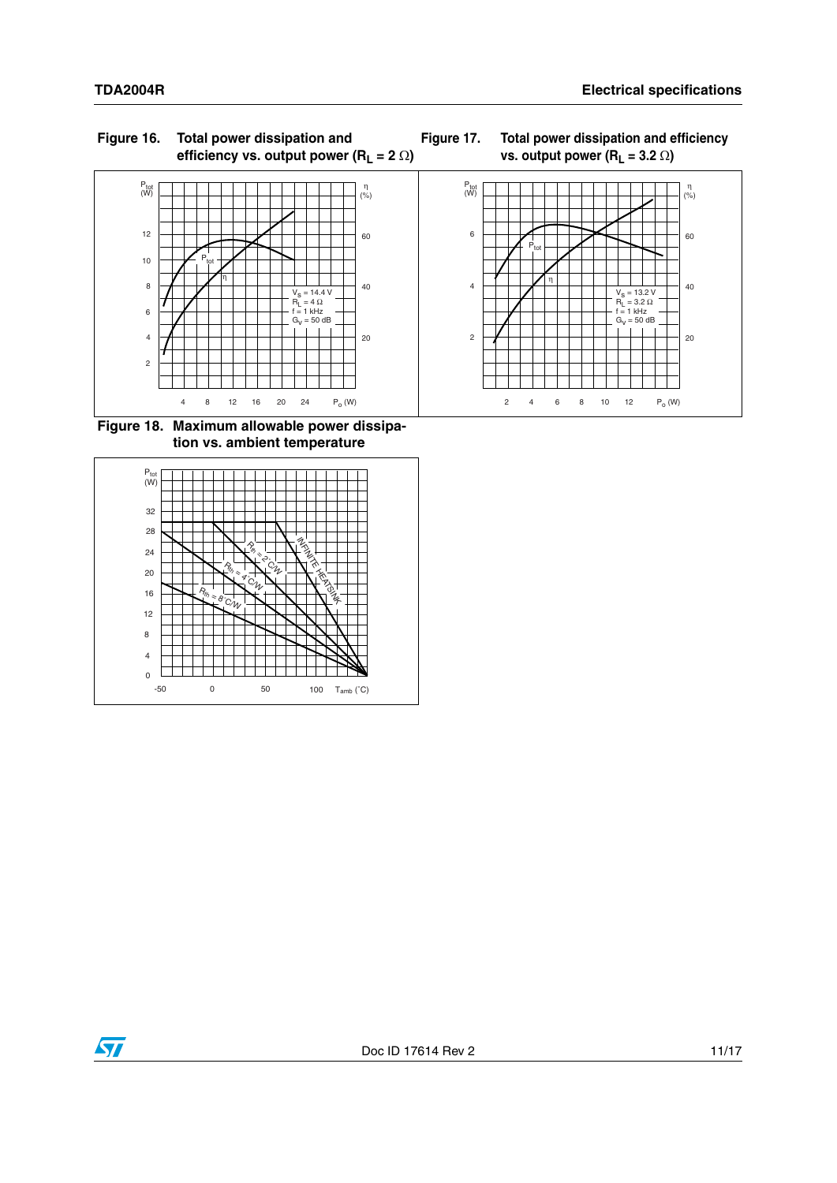Figure 16. Total power dissipation and efficiency vs. output power ($R_L$ = 2 Ω)

Figure 17. Total power dissipation and efficiency vs. output power ($R_L$ = 3.2 Ω)

Figure 18. Maximum allowable power dissipation vs. ambient temperature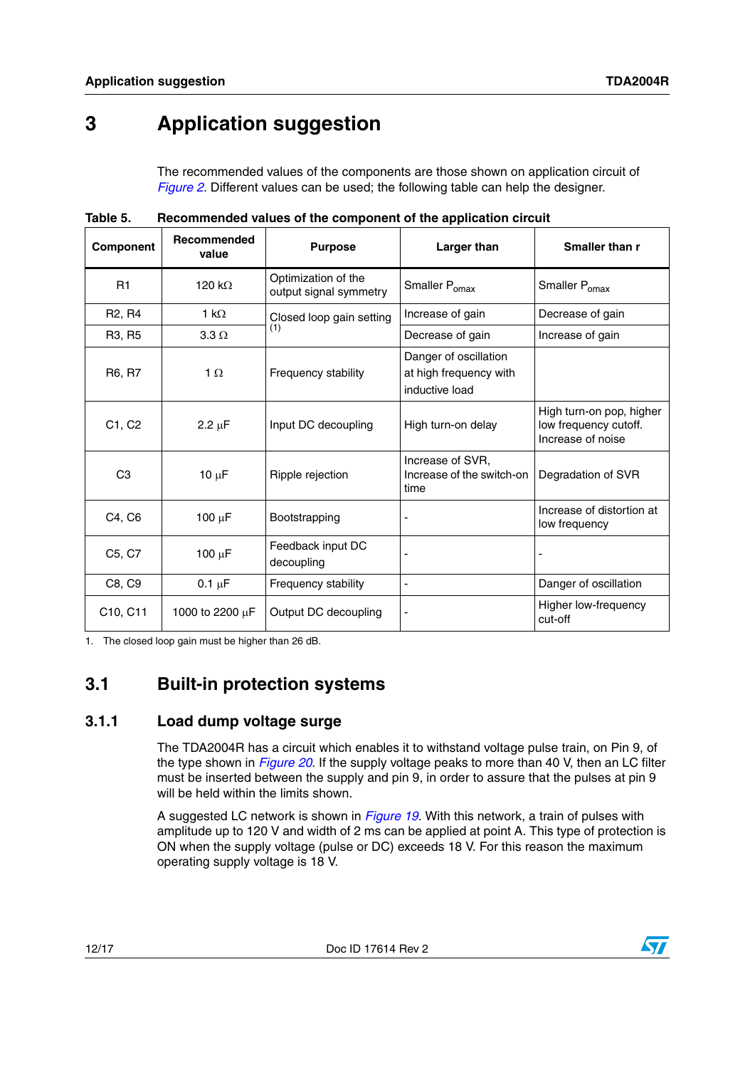# 3 Application suggestion

The recommended values of the components are those shown on application circuit of *Figure 2*. Different values can be used; the following table can help the designer.

**Table 5. Recommended values of the component of the application circuit**

| Component | Recommended value | Purpose | Larger than | Smaller than r |
|---|---|---|---|---|
| R1 | 120 kΩ | Optimization of the output signal symmetry | Smaller $P_{omax}$ | Smaller $P_{omax}$ |
| R2, R4 | 1 kΩ | Closed loop gain setting (1) | Increase of gain | Decrease of gain |
| R3, R5 | 3.3 Ω | | Decrease of gain | Increase of gain |
| R6, R7 | 1 Ω | Frequency stability | Danger of oscillation at high frequency with inductive load | |
| C1, C2 | 2.2 µF | Input DC decoupling | High turn-on delay | High turn-on pop, higher low frequency cutoff. Increase of noise |
| C3 | 10 µF | Ripple rejection | Increase of SVR, Increase of the switch-on time | Degradation of SVR |
| C4, C6 | 100 µF | Bootstrapping | - | Increase of distortion at low frequency |
| C5, C7 | 100 µF | Feedback input DC decoupling | - | - |
| C8, C9 | 0.1 µF | Frequency stability | - | Danger of oscillation |
| C10, C11 | 1000 to 2200 µF | Output DC decoupling | - | Higher low-frequency cut-off |

1. The closed loop gain must be higher than 26 dB.

## 3.1 Built-in protection systems

### 3.1.1 Load dump voltage surge

The TDA2004R has a circuit which enables it to withstand voltage pulse train, on Pin 9, of the type shown in *Figure 20*. If the supply voltage peaks to more than 40 V, then an LC filter must be inserted between the supply and pin 9, in order to assure that the pulses at pin 9 will be held within the limits shown.

A suggested LC network is shown in *Figure 19*. With this network, a train of pulses with amplitude up to 120 V and width of 2 ms can be applied at point A. This type of protection is ON when the supply voltage (pulse or DC) exceeds 18 V. For this reason the maximum operating supply voltage is 18 V.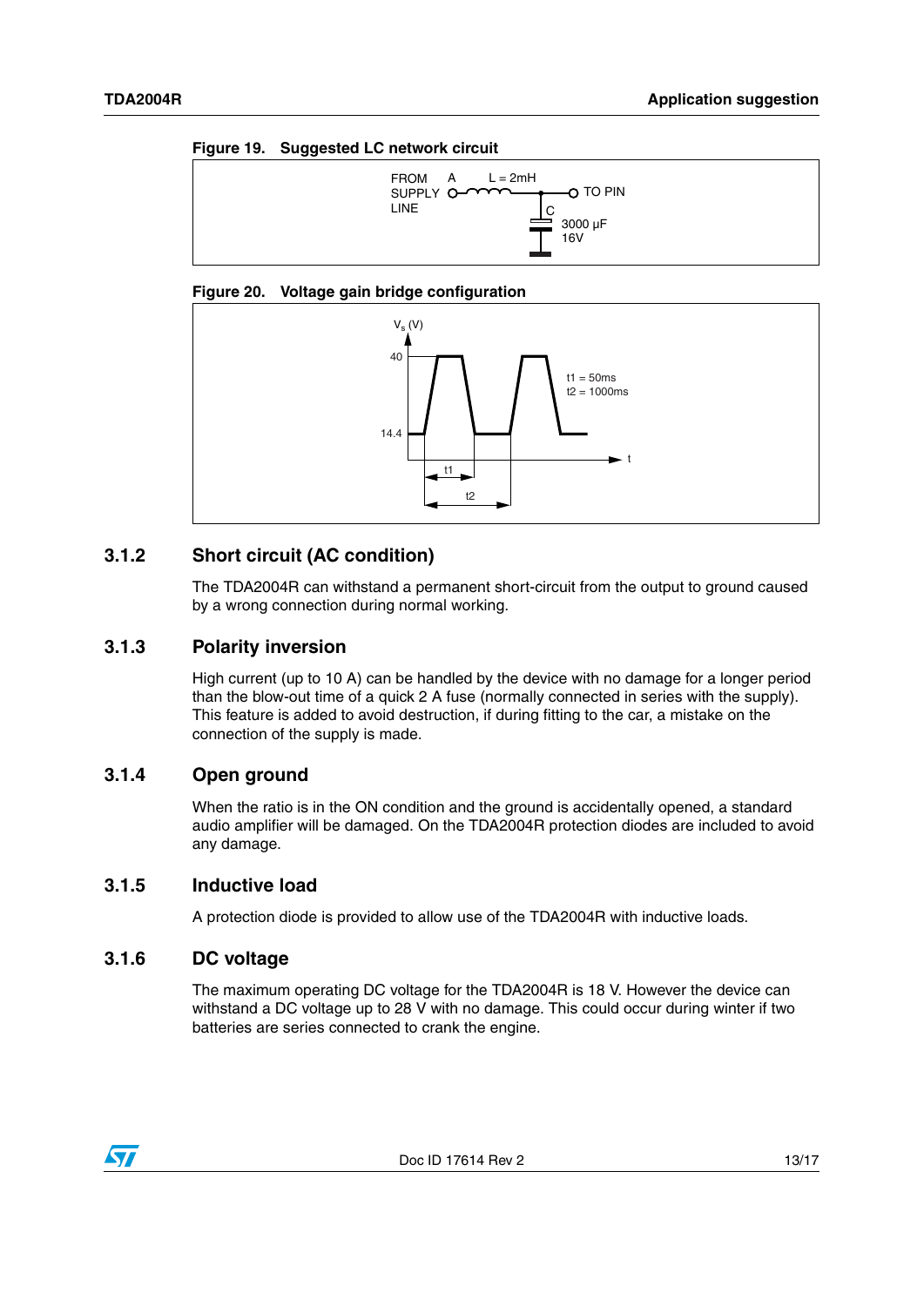**Figure 19. Suggested LC network circuit**

**Figure 20. Voltage gain bridge configuration**

### 3.1.2 Short circuit (AC condition)

The TDA2004R can withstand a permanent short-circuit from the output to ground caused by a wrong connection during normal working.

### 3.1.3 Polarity inversion

High current (up to 10 A) can be handled by the device with no damage for a longer period than the blow-out time of a quick 2 A fuse (normally connected in series with the supply). This feature is added to avoid destruction, if during fitting to the car, a mistake on the connection of the supply is made.

### 3.1.4 Open ground

When the ratio is in the ON condition and the ground is accidentally opened, a standard audio amplifier will be damaged. On the TDA2004R protection diodes are included to avoid any damage.

### 3.1.5 Inductive load

A protection diode is provided to allow use of the TDA2004R with inductive loads.

### 3.1.6 DC voltage

The maximum operating DC voltage for the TDA2004R is 18 V. However the device can withstand a DC voltage up to 28 V with no damage. This could occur during winter if two batteries are series connected to crank the engine.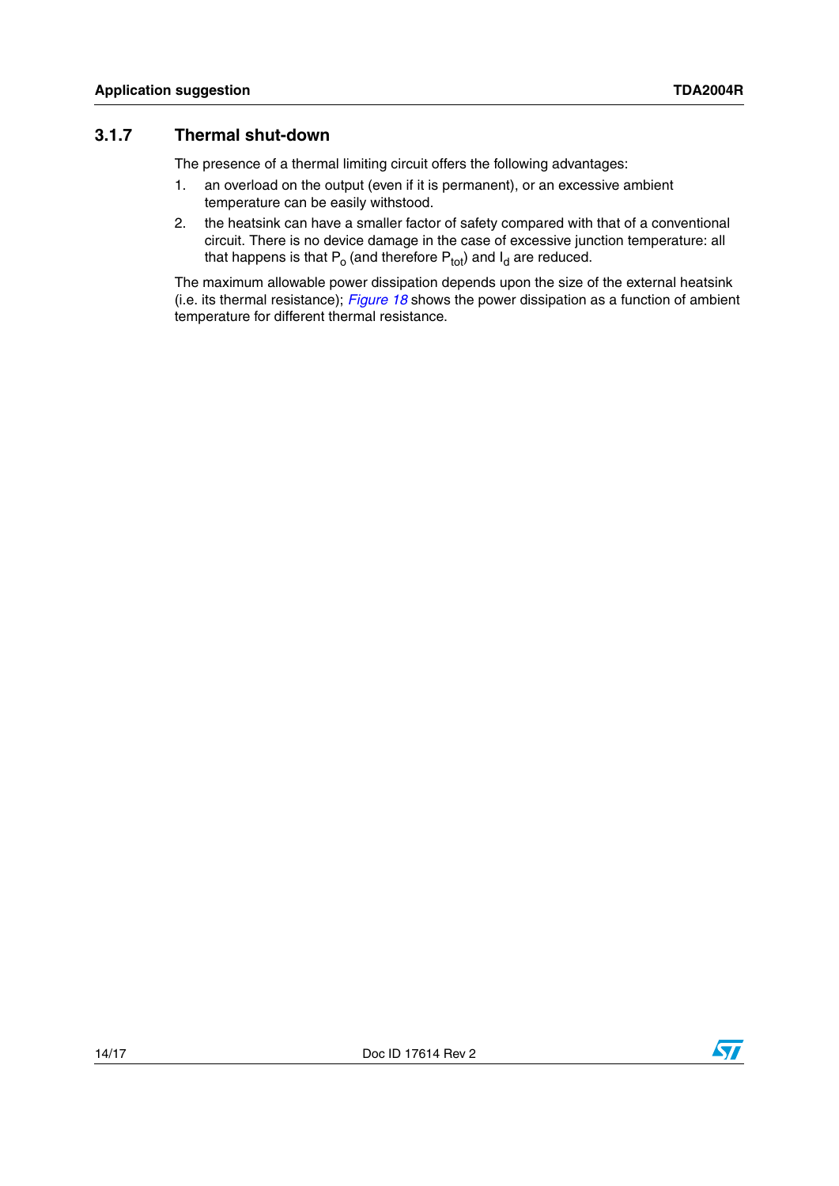### 3.1.7 Thermal shut-down

The presence of a thermal limiting circuit offers the following advantages:

1. an overload on the output (even if it is permanent), or an excessive ambient temperature can be easily withstood.
2. the heatsink can have a smaller factor of safety compared with that of a conventional circuit. There is no device damage in the case of excessive junction temperature: all that happens is that $P_o$ (and therefore $P_{tot}$) and $I_d$ are reduced.

The maximum allowable power dissipation depends upon the size of the external heatsink (i.e. its thermal resistance); *Figure 18* shows the power dissipation as a function of ambient temperature for different thermal resistance.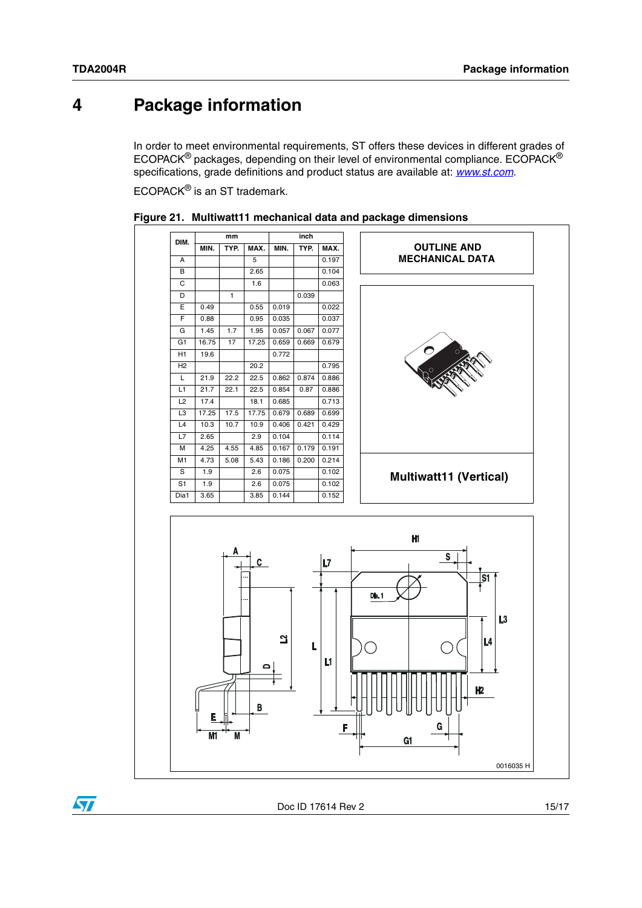# 4 Package information

In order to meet environmental requirements, ST offers these devices in different grades of ECOPACK® packages, depending on their level of environmental compliance. ECOPACK® specifications, grade definitions and product status are available at: *www.st.com*.

ECOPACK® is an ST trademark.

**Figure 21. Multiwatt11 mechanical data and package dimensions**

| DIM. | mm | | | inch | | |
|---|---|---|---|---|---|---|
| | MIN. | TYP. | MAX. | MIN. | TYP. | MAX. |
| A | | | 5 | | | 0.197 |
| B | | | 2.65 | | | 0.104 |
| C | | | 1.6 | | | 0.063 |
| D | | 1 | | | 0.039 | |
| E | 0.49 | | 0.55 | 0.019 | | 0.022 |
| F | 0.88 | | 0.95 | 0.035 | | 0.037 |
| G | 1.45 | 1.7 | 1.95 | 0.057 | 0.067 | 0.077 |
| G1 | 16.75 | 17 | 17.25 | 0.659 | 0.669 | 0.679 |
| H1 | 19.6 | | | 0.772 | | |
| H2 | | | 20.2 | | | 0.795 |
| L | 21.9 | 22.2 | 22.5 | 0.862 | 0.874 | 0.886 |
| L1 | 21.7 | 22.1 | 22.5 | 0.854 | 0.87 | 0.886 |
| L2 | 17.4 | | 18.1 | 0.685 | | 0.713 |
| L3 | 17.25 | 17.5 | 17.75 | 0.679 | 0.689 | 0.699 |
| L4 | 10.3 | 10.7 | 10.9 | 0.406 | 0.421 | 0.429 |
| L7 | 2.65 | | 2.9 | 0.104 | | 0.114 |
| M | 4.25 | 4.55 | 4.85 | 0.167 | 0.179 | 0.191 |
| M1 | 4.73 | 5.08 | 5.43 | 0.186 | 0.200 | 0.214 |
| S | 1.9 | | 2.6 | 0.075 | | 0.102 |
| S1 | 1.9 | | 2.6 | 0.075 | | 0.102 |
| Dia1 | 3.65 | | 3.85 | 0.144 | | 0.152 |

**OUTLINE AND MECHANICAL DATA**

**Multiwatt11 (Vertical)**

0016035 H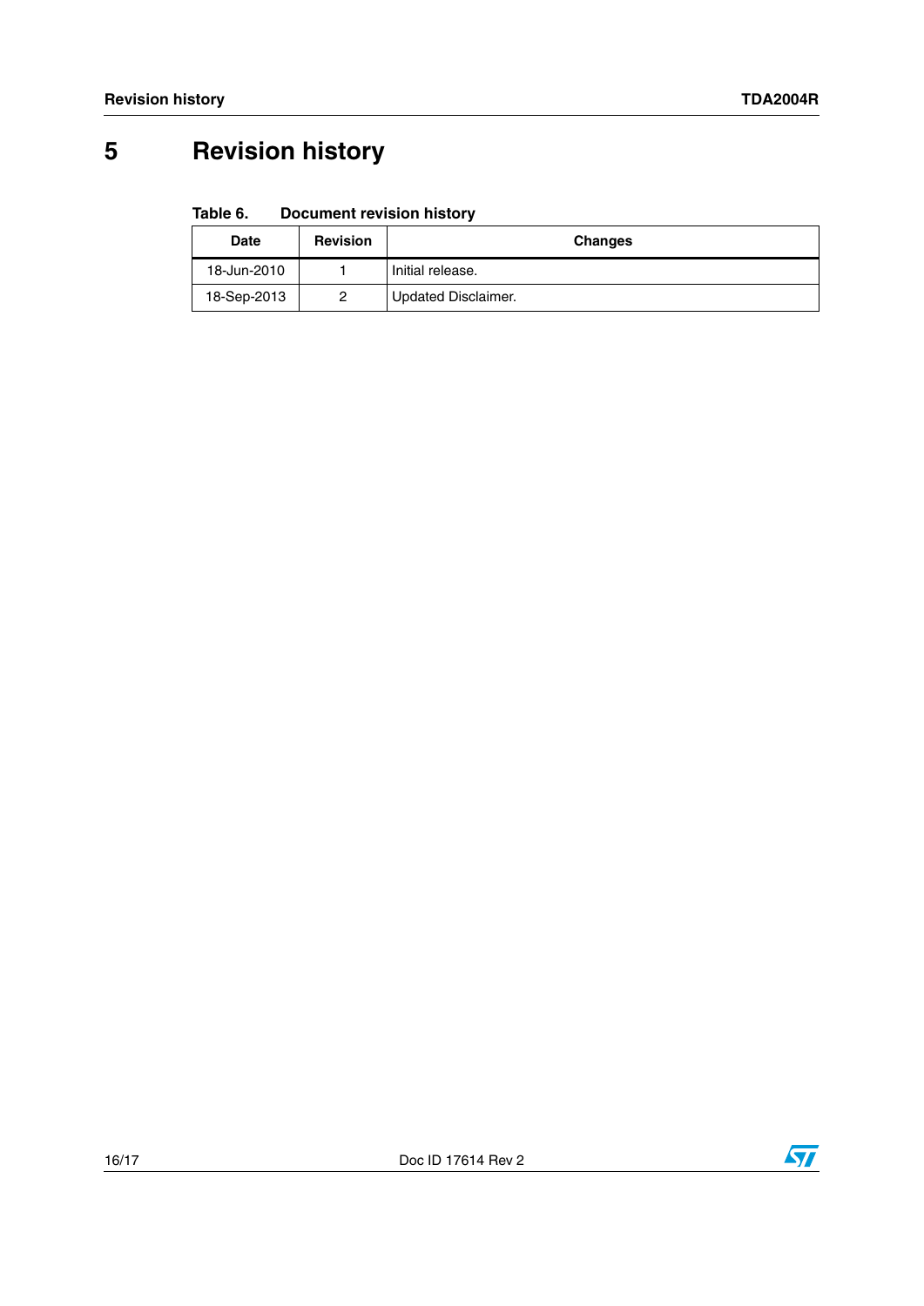# 5 Revision history

**Table 6. Document revision history**

| Date | Revision | Changes |
|---|---|---|
| 18-Jun-2010 | 1 | Initial release. |
| 18-Sep-2013 | 2 | Updated Disclaimer. |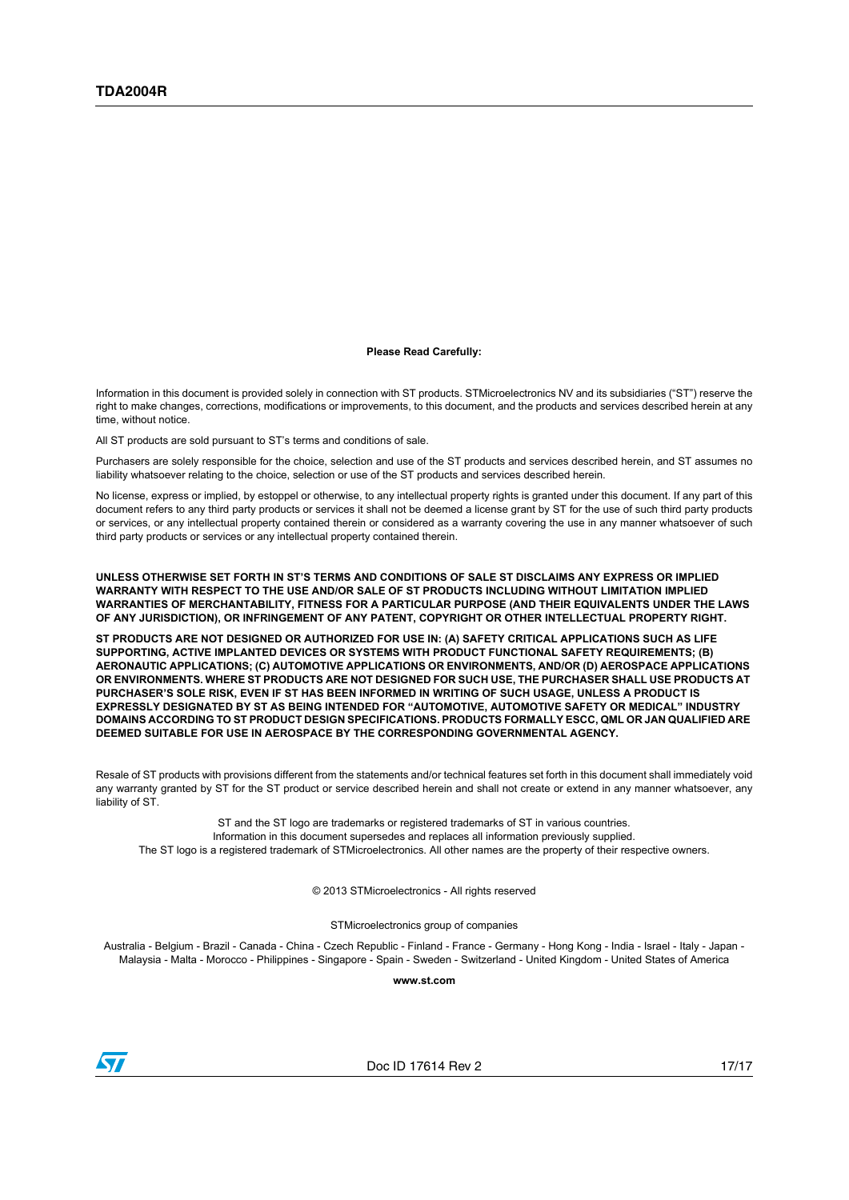**Please Read Carefully:**

Information in this document is provided solely in connection with ST products. STMicroelectronics NV and its subsidiaries ("ST") reserve the right to make changes, corrections, modifications or improvements, to this document, and the products and services described herein at any time, without notice.

All ST products are sold pursuant to ST's terms and conditions of sale.

Purchasers are solely responsible for the choice, selection and use of the ST products and services described herein, and ST assumes no liability whatsoever relating to the choice, selection or use of the ST products and services described herein.

No license, express or implied, by estoppel or otherwise, to any intellectual property rights is granted under this document. If any part of this document refers to any third party products or services it shall not be deemed a license grant by ST for the use of such third party products or services, or any intellectual property contained therein or considered as a warranty covering the use in any manner whatsoever of such third party products or services or any intellectual property contained therein.

**UNLESS OTHERWISE SET FORTH IN ST'S TERMS AND CONDITIONS OF SALE ST DISCLAIMS ANY EXPRESS OR IMPLIED WARRANTY WITH RESPECT TO THE USE AND/OR SALE OF ST PRODUCTS INCLUDING WITHOUT LIMITATION IMPLIED WARRANTIES OF MERCHANTABILITY, FITNESS FOR A PARTICULAR PURPOSE (AND THEIR EQUIVALENTS UNDER THE LAWS OF ANY JURISDICTION), OR INFRINGEMENT OF ANY PATENT, COPYRIGHT OR OTHER INTELLECTUAL PROPERTY RIGHT.**

**ST PRODUCTS ARE NOT DESIGNED OR AUTHORIZED FOR USE IN: (A) SAFETY CRITICAL APPLICATIONS SUCH AS LIFE SUPPORTING, ACTIVE IMPLANTED DEVICES OR SYSTEMS WITH PRODUCT FUNCTIONAL SAFETY REQUIREMENTS; (B) AERONAUTIC APPLICATIONS; (C) AUTOMOTIVE APPLICATIONS OR ENVIRONMENTS, AND/OR (D) AEROSPACE APPLICATIONS OR ENVIRONMENTS. WHERE ST PRODUCTS ARE NOT DESIGNED FOR SUCH USE, THE PURCHASER SHALL USE PRODUCTS AT PURCHASER'S SOLE RISK, EVEN IF ST HAS BEEN INFORMED IN WRITING OF SUCH USAGE, UNLESS A PRODUCT IS EXPRESSLY DESIGNATED BY ST AS BEING INTENDED FOR "AUTOMOTIVE, AUTOMOTIVE SAFETY OR MEDICAL" INDUSTRY DOMAINS ACCORDING TO ST PRODUCT DESIGN SPECIFICATIONS. PRODUCTS FORMALLY ESCC, QML OR JAN QUALIFIED ARE DEEMED SUITABLE FOR USE IN AEROSPACE BY THE CORRESPONDING GOVERNMENTAL AGENCY.**

Resale of ST products with provisions different from the statements and/or technical features set forth in this document shall immediately void any warranty granted by ST for the ST product or service described herein and shall not create or extend in any manner whatsoever, any liability of ST.

ST and the ST logo are trademarks or registered trademarks of ST in various countries.
Information in this document supersedes and replaces all information previously supplied.
The ST logo is a registered trademark of STMicroelectronics. All other names are the property of their respective owners.

© 2013 STMicroelectronics - All rights reserved

STMicroelectronics group of companies

Australia - Belgium - Brazil - Canada - China - Czech Republic - Finland - France - Germany - Hong Kong - India - Israel - Italy - Japan - Malaysia - Malta - Morocco - Philippines - Singapore - Spain - Sweden - Switzerland - United Kingdom - United States of America

**www.st.com**